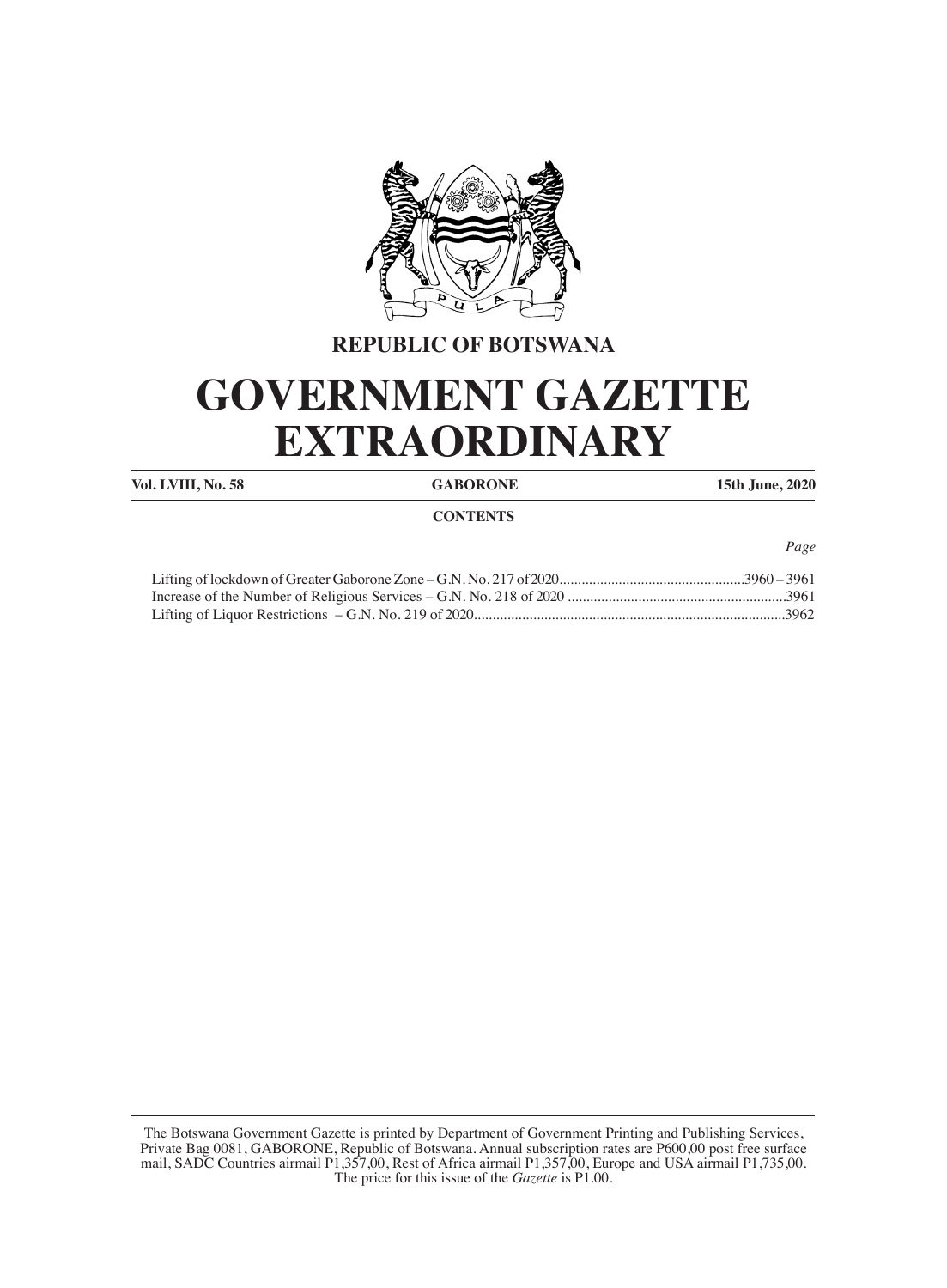**REPUBLIC OF BOTSWANA**

# GOVERNMENT GAZETTE EXTRAORDINARY

**Vol. LVIII, No. 58** **GABORONE** **15th June, 2020**

**CONTENTS**

| | *Page* |
|---|---|
| Lifting of lockdown of Greater Gaborone Zone – G.N. No. 217 of 2020 | 3960 – 3961 |
| Increase of the Number of Religious Services – G.N. No. 218 of 2020 | 3961 |
| Lifting of Liquor Restrictions – G.N. No. 219 of 2020 | 3962 |

The Botswana Government Gazette is printed by Department of Government Printing and Publishing Services, Private Bag 0081, GABORONE, Republic of Botswana. Annual subscription rates are P600,00 post free surface mail, SADC Countries airmail P1,357,00, Rest of Africa airmail P1,357,00, Europe and USA airmail P1,735,00. The price for this issue of the *Gazette* is P1.00.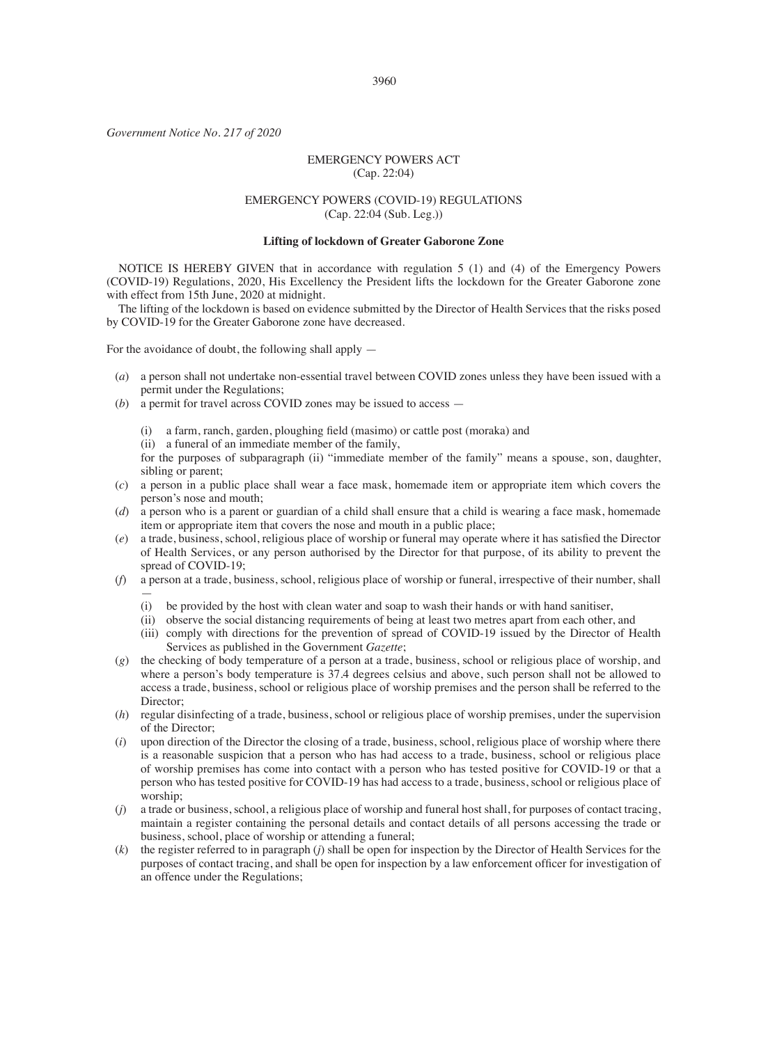*Government Notice No. 217 of 2020*

EMERGENCY POWERS ACT
(Cap. 22:04)

EMERGENCY POWERS (COVID-19) REGULATIONS
(Cap. 22:04 (Sub. Leg.))

**Lifting of lockdown of Greater Gaborone Zone**

NOTICE IS HEREBY GIVEN that in accordance with regulation 5 (1) and (4) of the Emergency Powers (COVID-19) Regulations, 2020, His Excellency the President lifts the lockdown for the Greater Gaborone zone with effect from 15th June, 2020 at midnight.

The lifting of the lockdown is based on evidence submitted by the Director of Health Services that the risks posed by COVID-19 for the Greater Gaborone zone have decreased.

For the avoidance of doubt, the following shall apply —

(*a*) a person shall not undertake non-essential travel between COVID zones unless they have been issued with a permit under the Regulations;

(*b*) a permit for travel across COVID zones may be issued to access —

(i) a farm, ranch, garden, ploughing field (masimo) or cattle post (moraka) and

(ii) a funeral of an immediate member of the family,

for the purposes of subparagraph (ii) "immediate member of the family" means a spouse, son, daughter, sibling or parent;

(*c*) a person in a public place shall wear a face mask, homemade item or appropriate item which covers the person's nose and mouth;

(*d*) a person who is a parent or guardian of a child shall ensure that a child is wearing a face mask, homemade item or appropriate item that covers the nose and mouth in a public place;

(*e*) a trade, business, school, religious place of worship or funeral may operate where it has satisfied the Director of Health Services, or any person authorised by the Director for that purpose, of its ability to prevent the spread of COVID-19;

(*f*) a person at a trade, business, school, religious place of worship or funeral, irrespective of their number, shall —

(i) be provided by the host with clean water and soap to wash their hands or with hand sanitiser,

(ii) observe the social distancing requirements of being at least two metres apart from each other, and

(iii) comply with directions for the prevention of spread of COVID-19 issued by the Director of Health Services as published in the Government *Gazette*;

(*g*) the checking of body temperature of a person at a trade, business, school or religious place of worship, and where a person's body temperature is 37.4 degrees celsius and above, such person shall not be allowed to access a trade, business, school or religious place of worship premises and the person shall be referred to the Director;

(*h*) regular disinfecting of a trade, business, school or religious place of worship premises, under the supervision of the Director;

(*i*) upon direction of the Director the closing of a trade, business, school, religious place of worship where there is a reasonable suspicion that a person who has had access to a trade, business, school or religious place of worship premises has come into contact with a person who has tested positive for COVID-19 or that a person who has tested positive for COVID-19 has had access to a trade, business, school or religious place of worship;

(*j*) a trade or business, school, a religious place of worship and funeral host shall, for purposes of contact tracing, maintain a register containing the personal details and contact details of all persons accessing the trade or business, school, place of worship or attending a funeral;

(*k*) the register referred to in paragraph (*j*) shall be open for inspection by the Director of Health Services for the purposes of contact tracing, and shall be open for inspection by a law enforcement officer for investigation of an offence under the Regulations;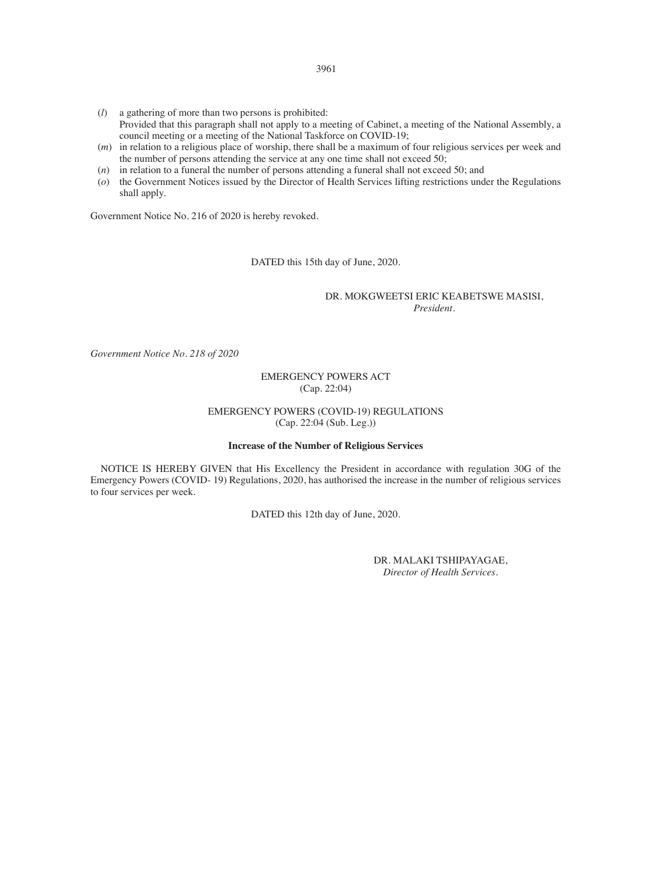(*l*) a gathering of more than two persons is prohibited:
Provided that this paragraph shall not apply to a meeting of Cabinet, a meeting of the National Assembly, a council meeting or a meeting of the National Taskforce on COVID-19;

(*m*) in relation to a religious place of worship, there shall be a maximum of four religious services per week and the number of persons attending the service at any one time shall not exceed 50;

(*n*) in relation to a funeral the number of persons attending a funeral shall not exceed 50; and

(*o*) the Government Notices issued by the Director of Health Services lifting restrictions under the Regulations shall apply.

Government Notice No. 216 of 2020 is hereby revoked.

DATED this 15th day of June, 2020.

DR. MOKGWEETSI ERIC KEABETSWE MASISI,
*President.*

*Government Notice No. 218 of 2020*

EMERGENCY POWERS ACT
(Cap. 22:04)

EMERGENCY POWERS (COVID-19) REGULATIONS
(Cap. 22:04 (Sub. Leg.))

**Increase of the Number of Religious Services**

NOTICE IS HEREBY GIVEN that His Excellency the President in accordance with regulation 30G of the Emergency Powers (COVID- 19) Regulations, 2020, has authorised the increase in the number of religious services to four services per week.

DATED this 12th day of June, 2020.

DR. MALAKI TSHIPAYAGAE,
*Director of Health Services.*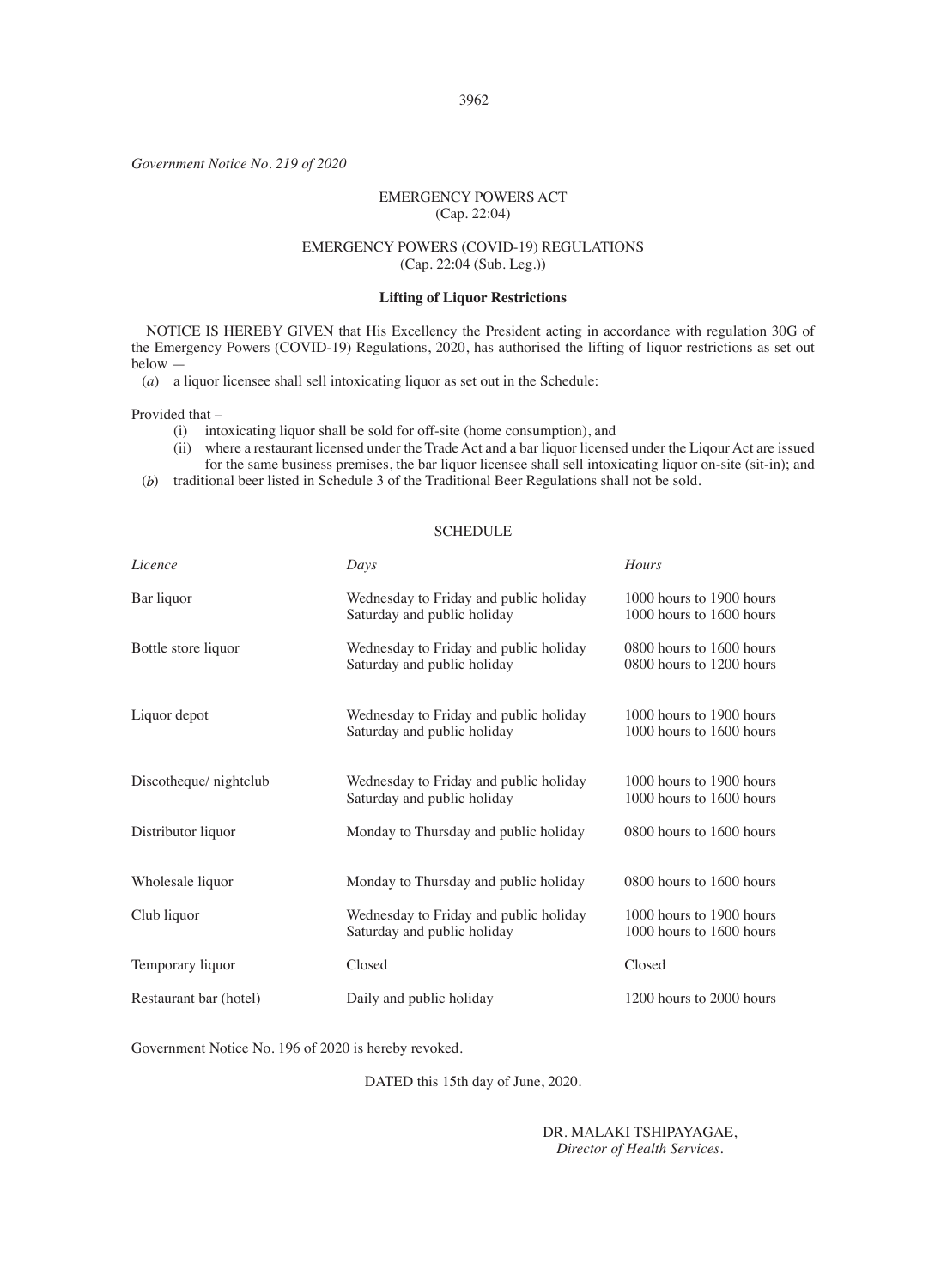*Government Notice No. 219 of 2020*

EMERGENCY POWERS ACT
(Cap. 22:04)

EMERGENCY POWERS (COVID-19) REGULATIONS
(Cap. 22:04 (Sub. Leg.))

**Lifting of Liquor Restrictions**

NOTICE IS HEREBY GIVEN that His Excellency the President acting in accordance with regulation 30G of the Emergency Powers (COVID-19) Regulations, 2020, has authorised the lifting of liquor restrictions as set out below —

(*a*) a liquor licensee shall sell intoxicating liquor as set out in the Schedule:

Provided that –

(i) intoxicating liquor shall be sold for off-site (home consumption), and

(ii) where a restaurant licensed under the Trade Act and a bar liquor licensed under the Liqour Act are issued for the same business premises, the bar liquor licensee shall sell intoxicating liquor on-site (sit-in); and

(*b*) traditional beer listed in Schedule 3 of the Traditional Beer Regulations shall not be sold.

SCHEDULE

| *Licence* | *Days* | *Hours* |
|---|---|---|
| Bar liquor | Wednesday to Friday and public holiday<br>Saturday and public holiday | 1000 hours to 1900 hours<br>1000 hours to 1600 hours |
| Bottle store liquor | Wednesday to Friday and public holiday<br>Saturday and public holiday | 0800 hours to 1600 hours<br>0800 hours to 1200 hours |
| Liquor depot | Wednesday to Friday and public holiday<br>Saturday and public holiday | 1000 hours to 1900 hours<br>1000 hours to 1600 hours |
| Discotheque/ nightclub | Wednesday to Friday and public holiday<br>Saturday and public holiday | 1000 hours to 1900 hours<br>1000 hours to 1600 hours |
| Distributor liquor | Monday to Thursday and public holiday | 0800 hours to 1600 hours |
| Wholesale liquor | Monday to Thursday and public holiday | 0800 hours to 1600 hours |
| Club liquor | Wednesday to Friday and public holiday<br>Saturday and public holiday | 1000 hours to 1900 hours<br>1000 hours to 1600 hours |
| Temporary liquor | Closed | Closed |
| Restaurant bar (hotel) | Daily and public holiday | 1200 hours to 2000 hours |

Government Notice No. 196 of 2020 is hereby revoked.

DATED this 15th day of June, 2020.

DR. MALAKI TSHIPAYAGAE,
*Director of Health Services.*